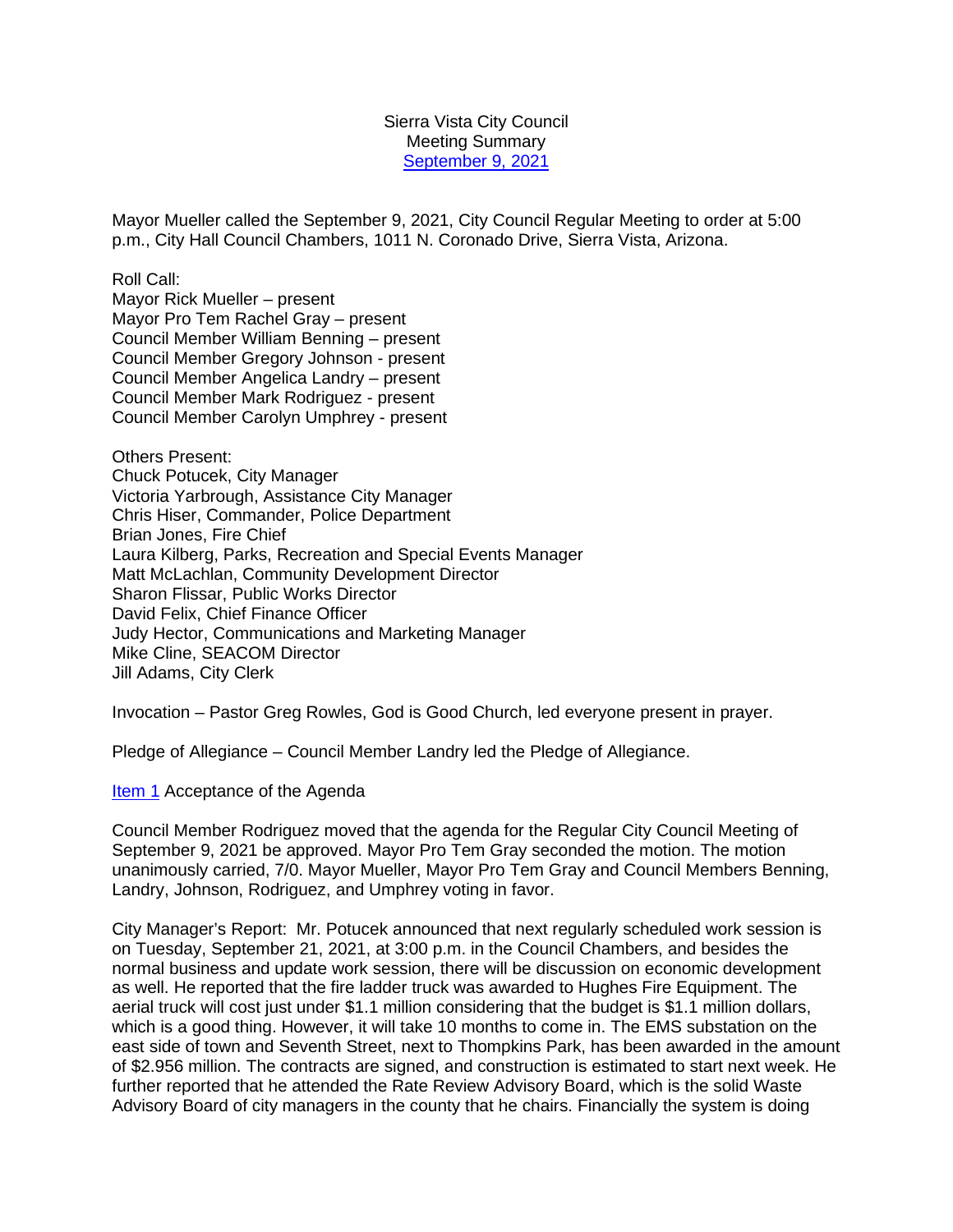Sierra Vista City Council
Meeting Summary
September 9, 2021

Mayor Mueller called the September 9, 2021, City Council Regular Meeting to order at 5:00 p.m., City Hall Council Chambers, 1011 N. Coronado Drive, Sierra Vista, Arizona.

Roll Call:
Mayor Rick Mueller – present
Mayor Pro Tem Rachel Gray – present
Council Member William Benning – present
Council Member Gregory Johnson - present
Council Member Angelica Landry – present
Council Member Mark Rodriguez - present
Council Member Carolyn Umphrey - present

Others Present:
Chuck Potucek, City Manager
Victoria Yarbrough, Assistance City Manager
Chris Hiser, Commander, Police Department
Brian Jones, Fire Chief
Laura Kilberg, Parks, Recreation and Special Events Manager
Matt McLachlan, Community Development Director
Sharon Flissar, Public Works Director
David Felix, Chief Finance Officer
Judy Hector, Communications and Marketing Manager
Mike Cline, SEACOM Director
Jill Adams, City Clerk

Invocation – Pastor Greg Rowles, God is Good Church, led everyone present in prayer.

Pledge of Allegiance – Council Member Landry led the Pledge of Allegiance.

Item 1 Acceptance of the Agenda

Council Member Rodriguez moved that the agenda for the Regular City Council Meeting of September 9, 2021 be approved. Mayor Pro Tem Gray seconded the motion. The motion unanimously carried, 7/0. Mayor Mueller, Mayor Pro Tem Gray and Council Members Benning, Landry, Johnson, Rodriguez, and Umphrey voting in favor.

City Manager's Report: Mr. Potucek announced that next regularly scheduled work session is on Tuesday, September 21, 2021, at 3:00 p.m. in the Council Chambers, and besides the normal business and update work session, there will be discussion on economic development as well. He reported that the fire ladder truck was awarded to Hughes Fire Equipment. The aerial truck will cost just under $1.1 million considering that the budget is $1.1 million dollars, which is a good thing. However, it will take 10 months to come in. The EMS substation on the east side of town and Seventh Street, next to Thompkins Park, has been awarded in the amount of $2.956 million. The contracts are signed, and construction is estimated to start next week. He further reported that he attended the Rate Review Advisory Board, which is the solid Waste Advisory Board of city managers in the county that he chairs. Financially the system is doing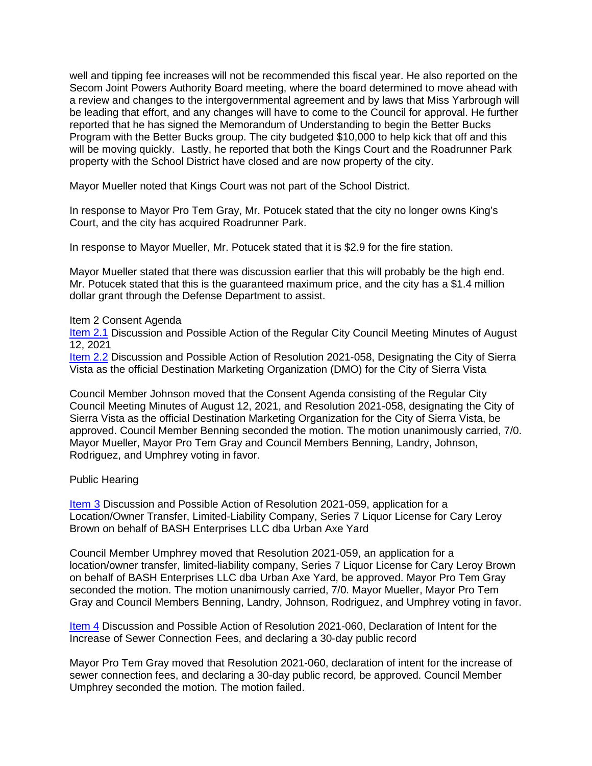well and tipping fee increases will not be recommended this fiscal year. He also reported on the Secom Joint Powers Authority Board meeting, where the board determined to move ahead with a review and changes to the intergovernmental agreement and by laws that Miss Yarbrough will be leading that effort, and any changes will have to come to the Council for approval. He further reported that he has signed the Memorandum of Understanding to begin the Better Bucks Program with the Better Bucks group. The city budgeted $10,000 to help kick that off and this will be moving quickly. Lastly, he reported that both the Kings Court and the Roadrunner Park property with the School District have closed and are now property of the city.

Mayor Mueller noted that Kings Court was not part of the School District.

In response to Mayor Pro Tem Gray, Mr. Potucek stated that the city no longer owns King's Court, and the city has acquired Roadrunner Park.

In response to Mayor Mueller, Mr. Potucek stated that it is $2.9 for the fire station.

Mayor Mueller stated that there was discussion earlier that this will probably be the high end. Mr. Potucek stated that this is the guaranteed maximum price, and the city has a $1.4 million dollar grant through the Defense Department to assist.

Item 2 Consent Agenda

Item 2.1 Discussion and Possible Action of the Regular City Council Meeting Minutes of August 12, 2021

Item 2.2 Discussion and Possible Action of Resolution 2021-058, Designating the City of Sierra Vista as the official Destination Marketing Organization (DMO) for the City of Sierra Vista

Council Member Johnson moved that the Consent Agenda consisting of the Regular City Council Meeting Minutes of August 12, 2021, and Resolution 2021-058, designating the City of Sierra Vista as the official Destination Marketing Organization for the City of Sierra Vista, be approved. Council Member Benning seconded the motion. The motion unanimously carried, 7/0. Mayor Mueller, Mayor Pro Tem Gray and Council Members Benning, Landry, Johnson, Rodriguez, and Umphrey voting in favor.

Public Hearing

Item 3 Discussion and Possible Action of Resolution 2021-059, application for a Location/Owner Transfer, Limited-Liability Company, Series 7 Liquor License for Cary Leroy Brown on behalf of BASH Enterprises LLC dba Urban Axe Yard

Council Member Umphrey moved that Resolution 2021-059, an application for a location/owner transfer, limited-liability company, Series 7 Liquor License for Cary Leroy Brown on behalf of BASH Enterprises LLC dba Urban Axe Yard, be approved. Mayor Pro Tem Gray seconded the motion. The motion unanimously carried, 7/0. Mayor Mueller, Mayor Pro Tem Gray and Council Members Benning, Landry, Johnson, Rodriguez, and Umphrey voting in favor.

Item 4 Discussion and Possible Action of Resolution 2021-060, Declaration of Intent for the Increase of Sewer Connection Fees, and declaring a 30-day public record

Mayor Pro Tem Gray moved that Resolution 2021-060, declaration of intent for the increase of sewer connection fees, and declaring a 30-day public record, be approved. Council Member Umphrey seconded the motion. The motion failed.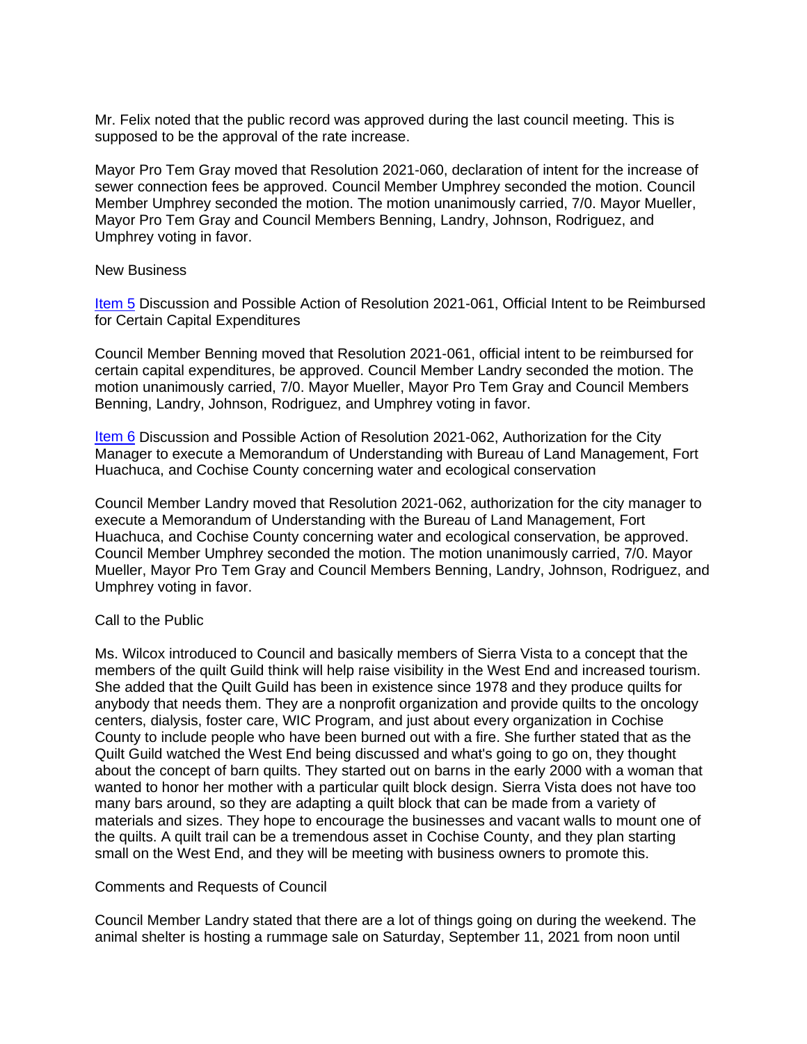Mr. Felix noted that the public record was approved during the last council meeting. This is supposed to be the approval of the rate increase.

Mayor Pro Tem Gray moved that Resolution 2021-060, declaration of intent for the increase of sewer connection fees be approved. Council Member Umphrey seconded the motion. Council Member Umphrey seconded the motion. The motion unanimously carried, 7/0. Mayor Mueller, Mayor Pro Tem Gray and Council Members Benning, Landry, Johnson, Rodriguez, and Umphrey voting in favor.

New Business

Item 5 Discussion and Possible Action of Resolution 2021-061, Official Intent to be Reimbursed for Certain Capital Expenditures

Council Member Benning moved that Resolution 2021-061, official intent to be reimbursed for certain capital expenditures, be approved. Council Member Landry seconded the motion. The motion unanimously carried, 7/0. Mayor Mueller, Mayor Pro Tem Gray and Council Members Benning, Landry, Johnson, Rodriguez, and Umphrey voting in favor.

Item 6 Discussion and Possible Action of Resolution 2021-062, Authorization for the City Manager to execute a Memorandum of Understanding with Bureau of Land Management, Fort Huachuca, and Cochise County concerning water and ecological conservation

Council Member Landry moved that Resolution 2021-062, authorization for the city manager to execute a Memorandum of Understanding with the Bureau of Land Management, Fort Huachuca, and Cochise County concerning water and ecological conservation, be approved. Council Member Umphrey seconded the motion. The motion unanimously carried, 7/0. Mayor Mueller, Mayor Pro Tem Gray and Council Members Benning, Landry, Johnson, Rodriguez, and Umphrey voting in favor.

Call to the Public

Ms. Wilcox introduced to Council and basically members of Sierra Vista to a concept that the members of the quilt Guild think will help raise visibility in the West End and increased tourism. She added that the Quilt Guild has been in existence since 1978 and they produce quilts for anybody that needs them. They are a nonprofit organization and provide quilts to the oncology centers, dialysis, foster care, WIC Program, and just about every organization in Cochise County to include people who have been burned out with a fire. She further stated that as the Quilt Guild watched the West End being discussed and what's going to go on, they thought about the concept of barn quilts. They started out on barns in the early 2000 with a woman that wanted to honor her mother with a particular quilt block design. Sierra Vista does not have too many bars around, so they are adapting a quilt block that can be made from a variety of materials and sizes. They hope to encourage the businesses and vacant walls to mount one of the quilts. A quilt trail can be a tremendous asset in Cochise County, and they plan starting small on the West End, and they will be meeting with business owners to promote this.

Comments and Requests of Council

Council Member Landry stated that there are a lot of things going on during the weekend. The animal shelter is hosting a rummage sale on Saturday, September 11, 2021 from noon until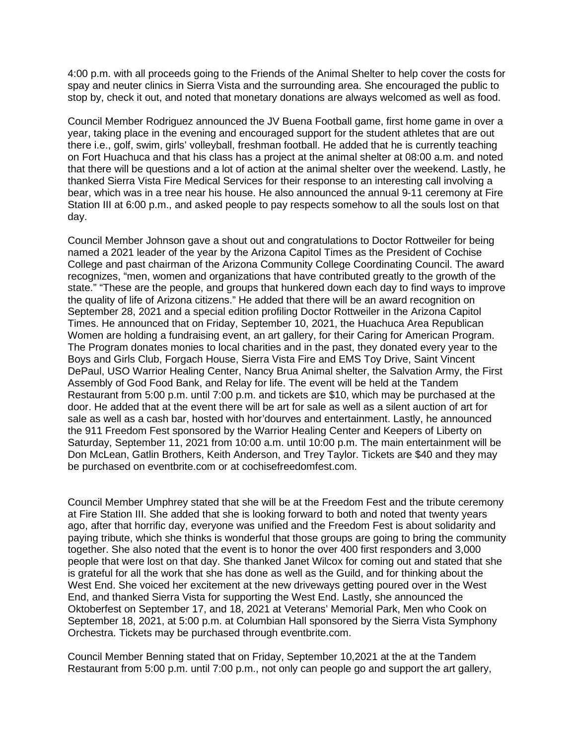4:00 p.m. with all proceeds going to the Friends of the Animal Shelter to help cover the costs for spay and neuter clinics in Sierra Vista and the surrounding area. She encouraged the public to stop by, check it out, and noted that monetary donations are always welcomed as well as food.

Council Member Rodriguez announced the JV Buena Football game, first home game in over a year, taking place in the evening and encouraged support for the student athletes that are out there i.e., golf, swim, girls' volleyball, freshman football. He added that he is currently teaching on Fort Huachuca and that his class has a project at the animal shelter at 08:00 a.m. and noted that there will be questions and a lot of action at the animal shelter over the weekend. Lastly, he thanked Sierra Vista Fire Medical Services for their response to an interesting call involving a bear, which was in a tree near his house. He also announced the annual 9-11 ceremony at Fire Station III at 6:00 p.m., and asked people to pay respects somehow to all the souls lost on that day.

Council Member Johnson gave a shout out and congratulations to Doctor Rottweiler for being named a 2021 leader of the year by the Arizona Capitol Times as the President of Cochise College and past chairman of the Arizona Community College Coordinating Council. The award recognizes, "men, women and organizations that have contributed greatly to the growth of the state." "These are the people, and groups that hunkered down each day to find ways to improve the quality of life of Arizona citizens." He added that there will be an award recognition on September 28, 2021 and a special edition profiling Doctor Rottweiler in the Arizona Capitol Times. He announced that on Friday, September 10, 2021, the Huachuca Area Republican Women are holding a fundraising event, an art gallery, for their Caring for American Program. The Program donates monies to local charities and in the past, they donated every year to the Boys and Girls Club, Forgach House, Sierra Vista Fire and EMS Toy Drive, Saint Vincent DePaul, USO Warrior Healing Center, Nancy Brua Animal shelter, the Salvation Army, the First Assembly of God Food Bank, and Relay for life. The event will be held at the Tandem Restaurant from 5:00 p.m. until 7:00 p.m. and tickets are $10, which may be purchased at the door. He added that at the event there will be art for sale as well as a silent auction of art for sale as well as a cash bar, hosted with hor'dourves and entertainment. Lastly, he announced the 911 Freedom Fest sponsored by the Warrior Healing Center and Keepers of Liberty on Saturday, September 11, 2021 from 10:00 a.m. until 10:00 p.m. The main entertainment will be Don McLean, Gatlin Brothers, Keith Anderson, and Trey Taylor. Tickets are $40 and they may be purchased on eventbrite.com or at cochisefreedomfest.com.

Council Member Umphrey stated that she will be at the Freedom Fest and the tribute ceremony at Fire Station III. She added that she is looking forward to both and noted that twenty years ago, after that horrific day, everyone was unified and the Freedom Fest is about solidarity and paying tribute, which she thinks is wonderful that those groups are going to bring the community together. She also noted that the event is to honor the over 400 first responders and 3,000 people that were lost on that day. She thanked Janet Wilcox for coming out and stated that she is grateful for all the work that she has done as well as the Guild, and for thinking about the West End. She voiced her excitement at the new driveways getting poured over in the West End, and thanked Sierra Vista for supporting the West End. Lastly, she announced the Oktoberfest on September 17, and 18, 2021 at Veterans' Memorial Park, Men who Cook on September 18, 2021, at 5:00 p.m. at Columbian Hall sponsored by the Sierra Vista Symphony Orchestra. Tickets may be purchased through eventbrite.com.

Council Member Benning stated that on Friday, September 10,2021 at the at the Tandem Restaurant from 5:00 p.m. until 7:00 p.m., not only can people go and support the art gallery,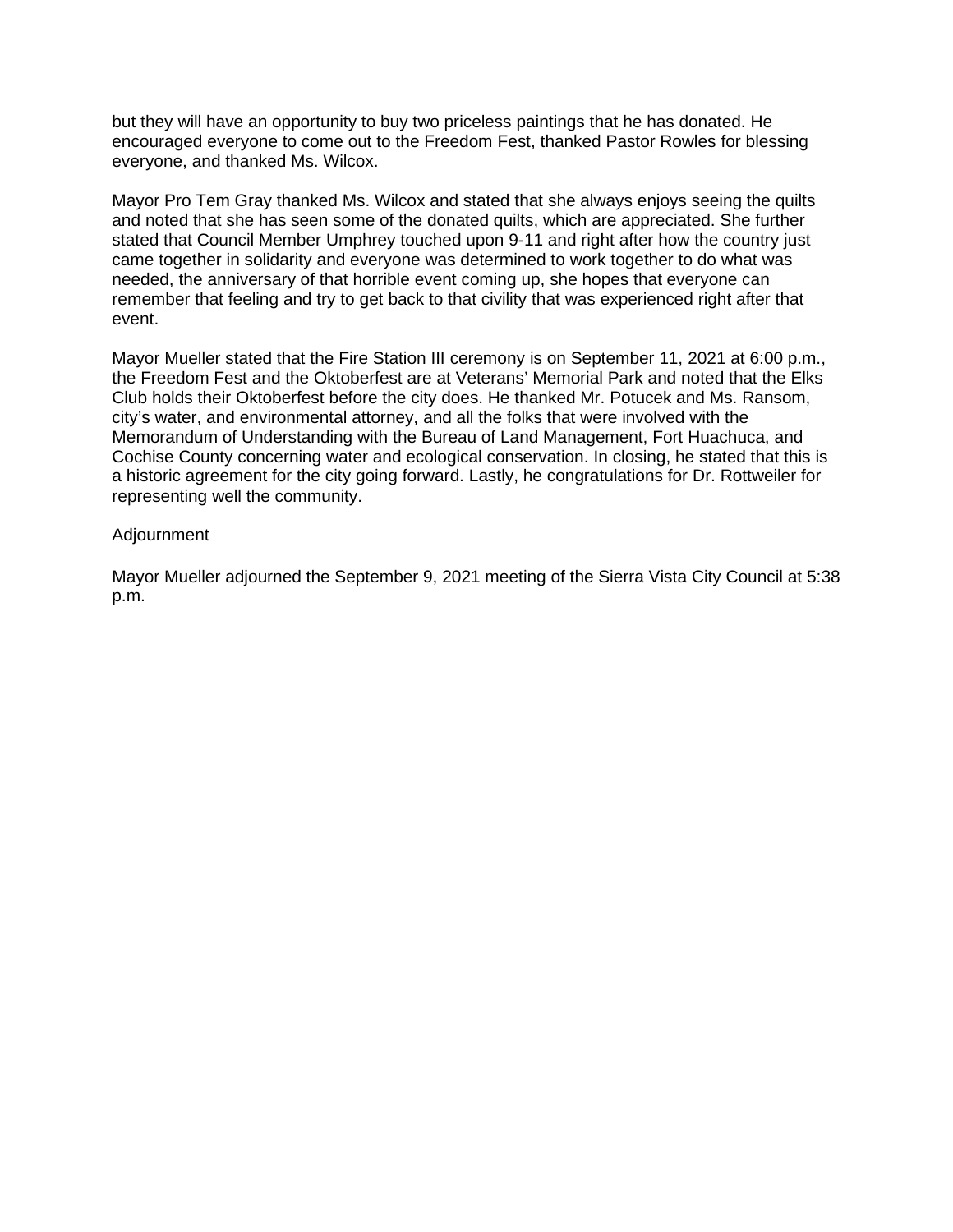but they will have an opportunity to buy two priceless paintings that he has donated. He encouraged everyone to come out to the Freedom Fest, thanked Pastor Rowles for blessing everyone, and thanked Ms. Wilcox.

Mayor Pro Tem Gray thanked Ms. Wilcox and stated that she always enjoys seeing the quilts and noted that she has seen some of the donated quilts, which are appreciated. She further stated that Council Member Umphrey touched upon 9-11 and right after how the country just came together in solidarity and everyone was determined to work together to do what was needed, the anniversary of that horrible event coming up, she hopes that everyone can remember that feeling and try to get back to that civility that was experienced right after that event.

Mayor Mueller stated that the Fire Station III ceremony is on September 11, 2021 at 6:00 p.m., the Freedom Fest and the Oktoberfest are at Veterans' Memorial Park and noted that the Elks Club holds their Oktoberfest before the city does. He thanked Mr. Potucek and Ms. Ransom, city's water, and environmental attorney, and all the folks that were involved with the Memorandum of Understanding with the Bureau of Land Management, Fort Huachuca, and Cochise County concerning water and ecological conservation. In closing, he stated that this is a historic agreement for the city going forward. Lastly, he congratulations for Dr. Rottweiler for representing well the community.

Adjournment

Mayor Mueller adjourned the September 9, 2021 meeting of the Sierra Vista City Council at 5:38 p.m.